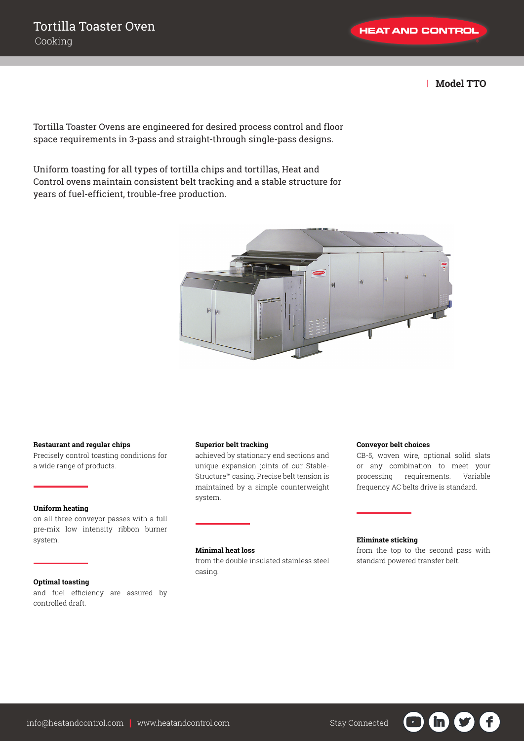# Tortilla Toaster Oven

Cooking

**Model TTO**

Tortilla Toaster Ovens are engineered for desired process control and floor space requirements in 3-pass and straight-through single-pass designs.

Uniform toasting for all types of tortilla chips and tortillas, Heat and Control ovens maintain consistent belt tracking and a stable structure for years of fuel-efficient, trouble-free production.

**Restaurant and regular chips**
Precisely control toasting conditions for a wide range of products.

**Uniform heating**
on all three conveyor passes with a full pre-mix low intensity ribbon burner system.

**Optimal toasting**
and fuel efficiency are assured by controlled draft.

**Superior belt tracking**
achieved by stationary end sections and unique expansion joints of our Stable-Structure™ casing. Precise belt tension is maintained by a simple counterweight system.

**Minimal heat loss**
from the double insulated stainless steel casing.

**Conveyor belt choices**
CB-5, woven wire, optional solid slats or any combination to meet your processing requirements. Variable frequency AC belts drive is standard.

**Eliminate sticking**
from the top to the second pass with standard powered transfer belt.

info@heatandcontrol.com | www.heatandcontrol.com

Stay Connected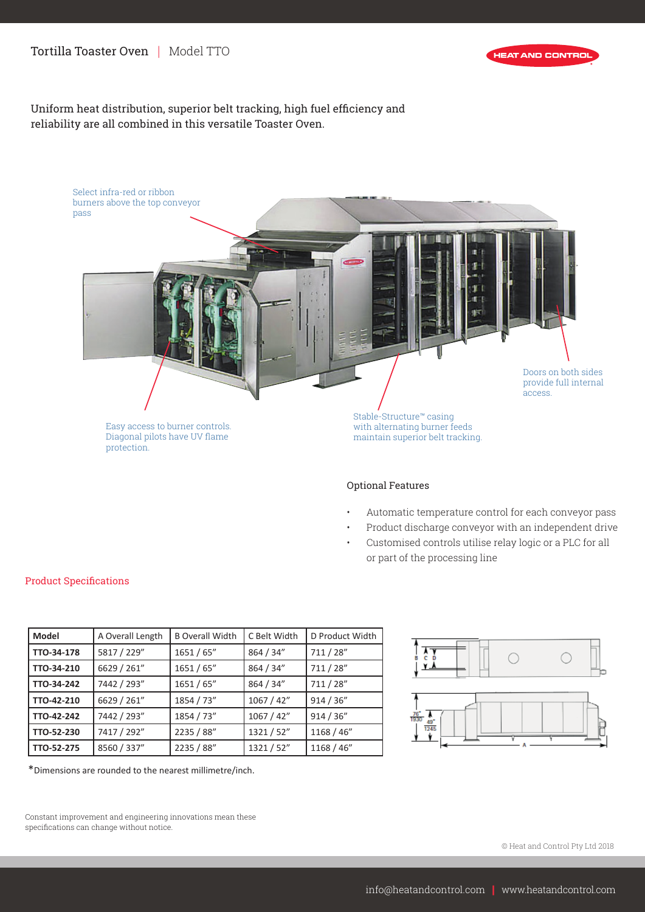Tortilla Toaster Oven | Model TTO

Uniform heat distribution, superior belt tracking, high fuel efficiency and reliability are all combined in this versatile Toaster Oven.

Select infra-red or ribbon burners above the top conveyor pass

Doors on both sides provide full internal access.

Easy access to burner controls. Diagonal pilots have UV flame protection.

Stable-Structure™ casing with alternating burner feeds maintain superior belt tracking.

## Optional Features

- Automatic temperature control for each conveyor pass
- Product discharge conveyor with an independent drive
- Customised controls utilise relay logic or a PLC for all or part of the processing line

## Product Specifications

| Model | A Overall Length | B Overall Width | C Belt Width | D Product Width |
|---|---|---|---|---|
| **TTO-34-178** | 5817 / 229" | 1651 / 65" | 864 / 34" | 711 / 28" |
| **TTO-34-210** | 6629 / 261" | 1651 / 65" | 864 / 34" | 711 / 28" |
| **TTO-34-242** | 7442 / 293" | 1651 / 65" | 864 / 34" | 711 / 28" |
| **TTO-42-210** | 6629 / 261" | 1854 / 73" | 1067 / 42" | 914 / 36" |
| **TTO-42-242** | 7442 / 293" | 1854 / 73" | 1067 / 42" | 914 / 36" |
| **TTO-52-230** | 7417 / 292" | 2235 / 88" | 1321 / 52" | 1168 / 46" |
| **TTO-52-275** | 8560 / 337" | 2235 / 88" | 1321 / 52" | 1168 / 46" |

*Dimensions are rounded to the nearest millimetre/inch.

B C D

76" 1930 49" 1245

A

Constant improvement and engineering innovations mean these specifications can change without notice.

© Heat and Control Pty Ltd 2018

info@heatandcontrol.com | www.heatandcontrol.com